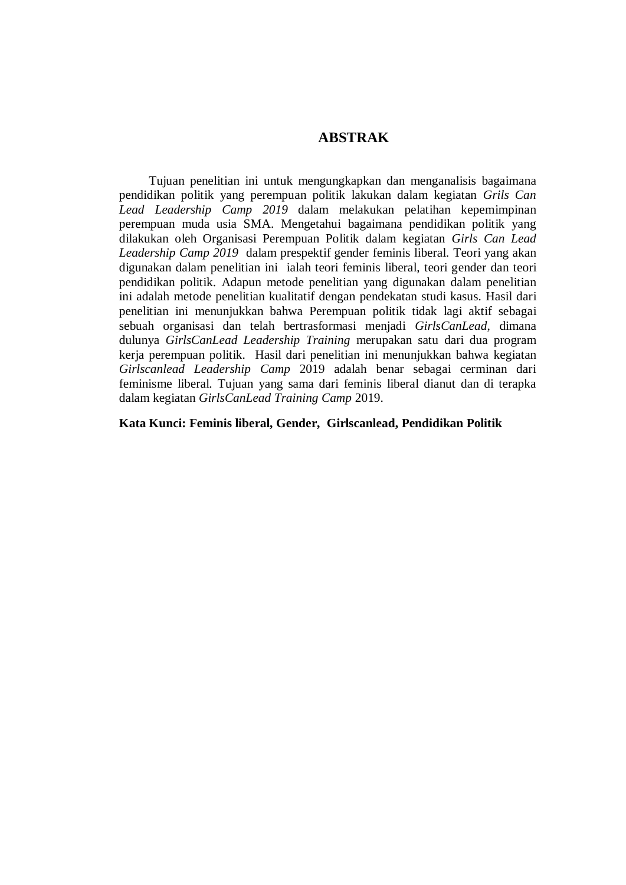# ABSTRAK

Tujuan penelitian ini untuk mengungkapkan dan menganalisis bagaimana pendidikan politik yang perempuan politik lakukan dalam kegiatan *Grils Can Lead Leadership Camp 2019* dalam melakukan pelatihan kepemimpinan perempuan muda usia SMA. Mengetahui bagaimana pendidikan politik yang dilakukan oleh Organisasi Perempuan Politik dalam kegiatan *Girls Can Lead Leadership Camp 2019* dalam prespektif gender feminis liberal. Teori yang akan digunakan dalam penelitian ini ialah teori feminis liberal, teori gender dan teori pendidikan politik. Adapun metode penelitian yang digunakan dalam penelitian ini adalah metode penelitian kualitatif dengan pendekatan studi kasus. Hasil dari penelitian ini menunjukkan bahwa Perempuan politik tidak lagi aktif sebagai sebuah organisasi dan telah bertrasformasi menjadi *GirlsCanLead*, dimana dulunya *GirlsCanLead Leadership Training* merupakan satu dari dua program kerja perempuan politik. Hasil dari penelitian ini menunjukkan bahwa kegiatan *Girlscanlead Leadership Camp* 2019 adalah benar sebagai cerminan dari feminisme liberal. Tujuan yang sama dari feminis liberal dianut dan di terapka dalam kegiatan *GirlsCanLead Training Camp* 2019.

**Kata Kunci: Feminis liberal, Gender, Girlscanlead, Pendidikan Politik**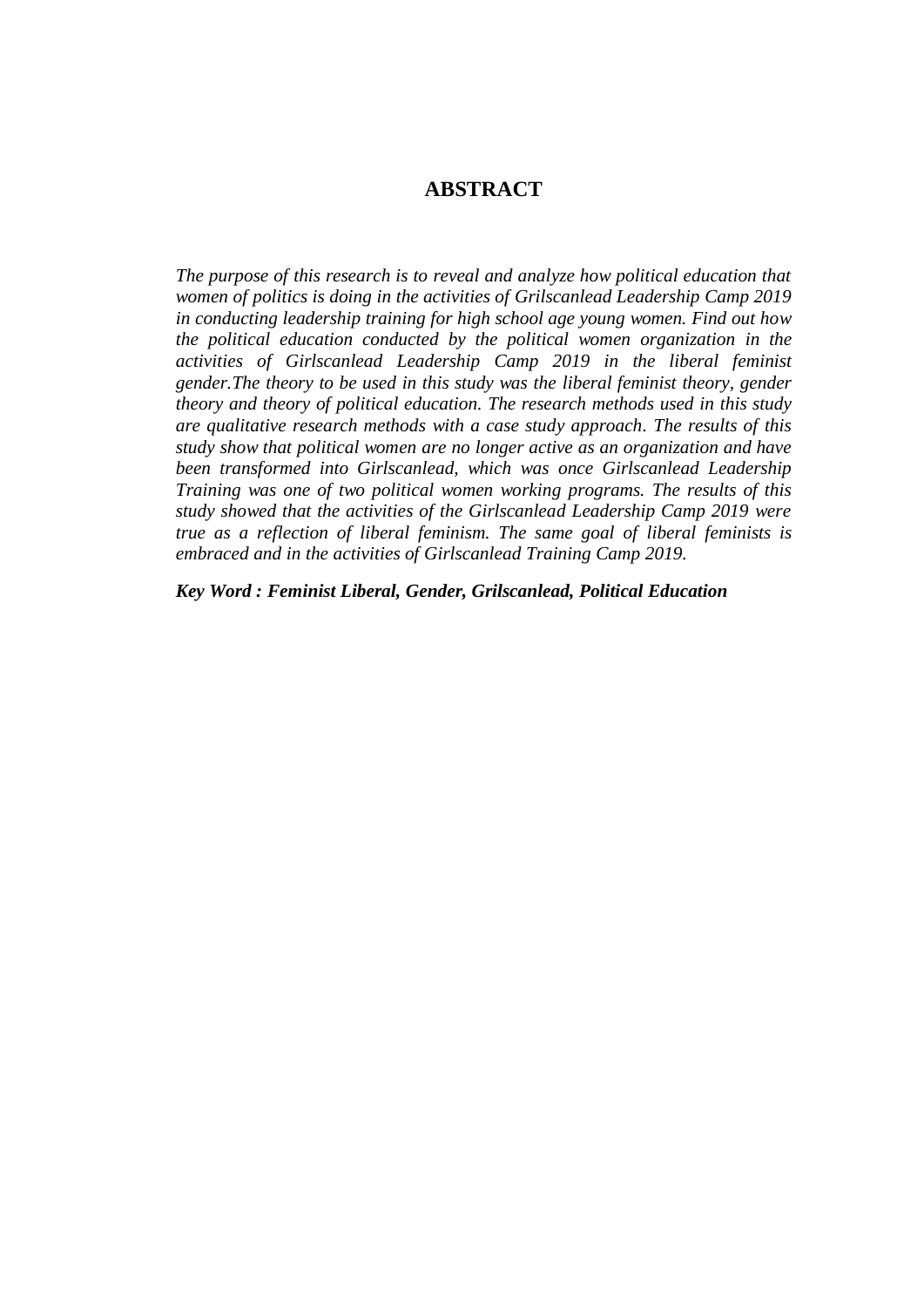# ABSTRACT

*The purpose of this research is to reveal and analyze how political education that women of politics is doing in the activities of Grilscanlead Leadership Camp 2019 in conducting leadership training for high school age young women. Find out how the political education conducted by the political women organization in the activities of Girlscanlead Leadership Camp 2019 in the liberal feminist gender.The theory to be used in this study was the liberal feminist theory, gender theory and theory of political education. The research methods used in this study are qualitative research methods with a case study approach. The results of this study show that political women are no longer active as an organization and have been transformed into Girlscanlead, which was once Girlscanlead Leadership Training was one of two political women working programs. The results of this study showed that the activities of the Girlscanlead Leadership Camp 2019 were true as a reflection of liberal feminism. The same goal of liberal feminists is embraced and in the activities of Girlscanlead Training Camp 2019.*

***Key Word : Feminist Liberal, Gender, Grilscanlead, Political Education***